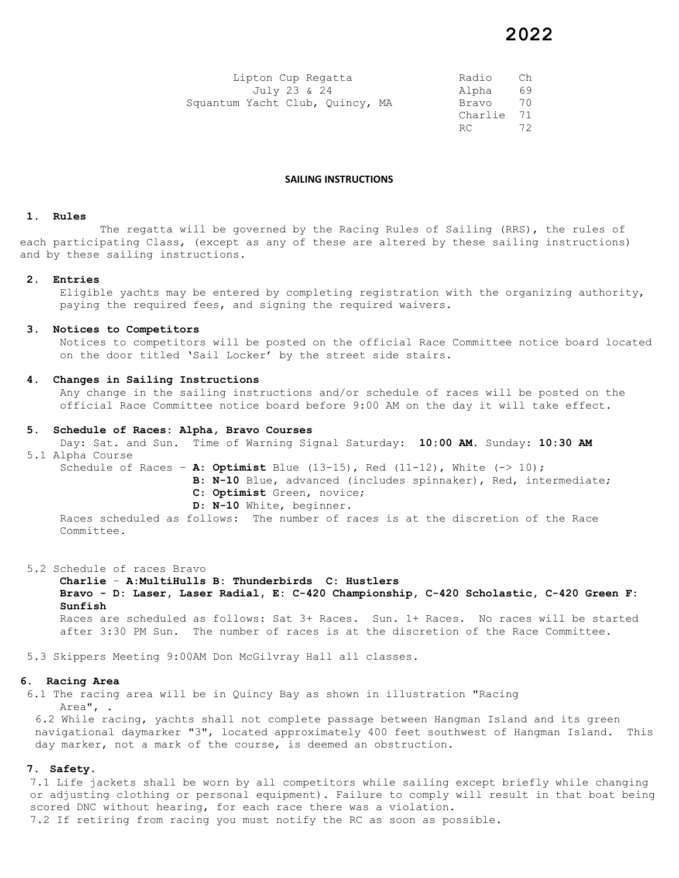# 2022

Lipton Cup Regatta
July 23 & 24
Squantum Yacht Club, Quincy, MA

| Radio | Ch |
|---|---|
| Alpha | 69 |
| Bravo | 70 |
| Charlie | 71 |
| RC | 72 |

## SAILING INSTRUCTIONS

### 1. Rules

The regatta will be governed by the Racing Rules of Sailing (RRS), the rules of each participating Class, (except as any of these are altered by these sailing instructions) and by these sailing instructions.

### 2. Entries

Eligible yachts may be entered by completing registration with the organizing authority, paying the required fees, and signing the required waivers.

### 3. Notices to Competitors

Notices to competitors will be posted on the official Race Committee notice board located on the door titled 'Sail Locker' by the street side stairs.

### 4. Changes in Sailing Instructions

Any change in the sailing instructions and/or schedule of races will be posted on the official Race Committee notice board before 9:00 AM on the day it will take effect.

### 5. Schedule of Races: Alpha, Bravo Courses

Day: Sat. and Sun. Time of Warning Signal Saturday: **10:00 AM.** Sunday: **10:30 AM**

5.1 Alpha Course

Schedule of Races – **A: Optimist** Blue (13-15), Red (11-12), White (-> 10);
**B: N-10** Blue, advanced (includes spinnaker), Red, intermediate;
**C: Optimist** Green, novice;
**D: N-10** White, beginner.

Races scheduled as follows: The number of races is at the discretion of the Race Committee.

5.2 Schedule of races Bravo

**Charlie – A:MultiHulls B: Thunderbirds C: Hustlers**
**Bravo - D: Laser, Laser Radial, E: C-420 Championship, C-420 Scholastic, C-420 Green F: Sunfish**

Races are scheduled as follows: Sat 3+ Races. Sun. 1+ Races. No races will be started after 3:30 PM Sun. The number of races is at the discretion of the Race Committee.

5.3 Skippers Meeting 9:00AM Don McGilvray Hall all classes.

### 6. Racing Area

6.1 The racing area will be in Quincy Bay as shown in illustration "Racing Area", .

6.2 While racing, yachts shall not complete passage between Hangman Island and its green navigational daymarker "3", located approximately 400 feet southwest of Hangman Island. This day marker, not a mark of the course, is deemed an obstruction.

### 7. Safety.

7.1 Life jackets shall be worn by all competitors while sailing except briefly while changing or adjusting clothing or personal equipment). Failure to comply will result in that boat being scored DNC without hearing, for each race there was a violation.

7.2 If retiring from racing you must notify the RC as soon as possible.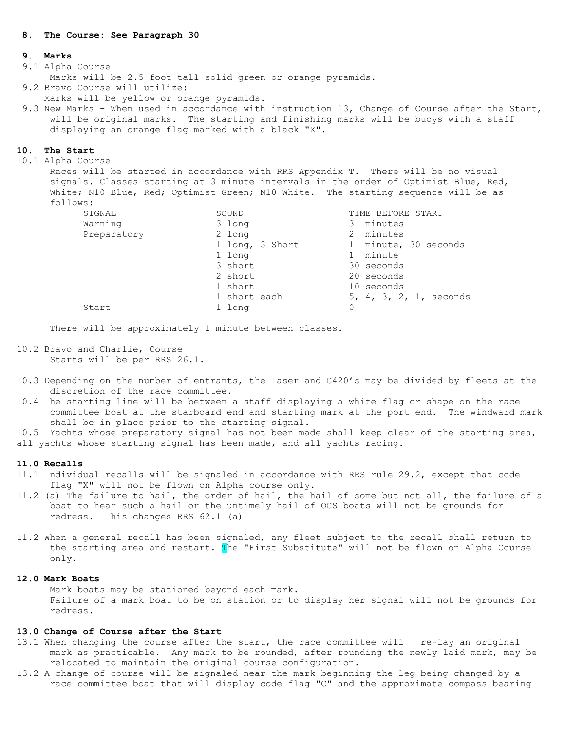**8. The Course: See Paragraph 30**

**9. Marks**

9.1 Alpha Course
Marks will be 2.5 foot tall solid green or orange pyramids.

9.2 Bravo Course will utilize:
Marks will be yellow or orange pyramids.

9.3 New Marks - When used in accordance with instruction 13, Change of Course after the Start, will be original marks. The starting and finishing marks will be buoys with a staff displaying an orange flag marked with a black "X".

**10. The Start**

10.1 Alpha Course
Races will be started in accordance with RRS Appendix T. There will be no visual signals. Classes starting at 3 minute intervals in the order of Optimist Blue, Red, White; N10 Blue, Red; Optimist Green; N10 White. The starting sequence will be as follows:

| SIGNAL | SOUND | TIME BEFORE START |
|---|---|---|
| Warning | 3 long | 3 minutes |
| Preparatory | 2 long | 2 minutes |
| | 1 long, 3 Short | 1 minute, 30 seconds |
| | 1 long | 1 minute |
| | 3 short | 30 seconds |
| | 2 short | 20 seconds |
| | 1 short | 10 seconds |
| | 1 short each | 5, 4, 3, 2, 1, seconds |
| Start | 1 long | 0 |

There will be approximately 1 minute between classes.

10.2 Bravo and Charlie, Course
Starts will be per RRS 26.1.

10.3 Depending on the number of entrants, the Laser and C420's may be divided by fleets at the discretion of the race committee.

10.4 The starting line will be between a staff displaying a white flag or shape on the race committee boat at the starboard end and starting mark at the port end. The windward mark shall be in place prior to the starting signal.

10.5 Yachts whose preparatory signal has not been made shall keep clear of the starting area, all yachts whose starting signal has been made, and all yachts racing.

**11.0 Recalls**

11.1 Individual recalls will be signaled in accordance with RRS rule 29.2, except that code flag "X" will not be flown on Alpha course only.

11.2 (a) The failure to hail, the order of hail, the hail of some but not all, the failure of a boat to hear such a hail or the untimely hail of OCS boats will not be grounds for redress. This changes RRS 62.1 (a)

11.2 When a general recall has been signaled, any fleet subject to the recall shall return to the starting area and restart. The "First Substitute" will not be flown on Alpha Course only.

**12.0 Mark Boats**

Mark boats may be stationed beyond each mark.
Failure of a mark boat to be on station or to display her signal will not be grounds for redress.

**13.0 Change of Course after the Start**

13.1 When changing the course after the start, the race committee will re-lay an original mark as practicable. Any mark to be rounded, after rounding the newly laid mark, may be relocated to maintain the original course configuration.

13.2 A change of course will be signaled near the mark beginning the leg being changed by a race committee boat that will display code flag "C" and the approximate compass bearing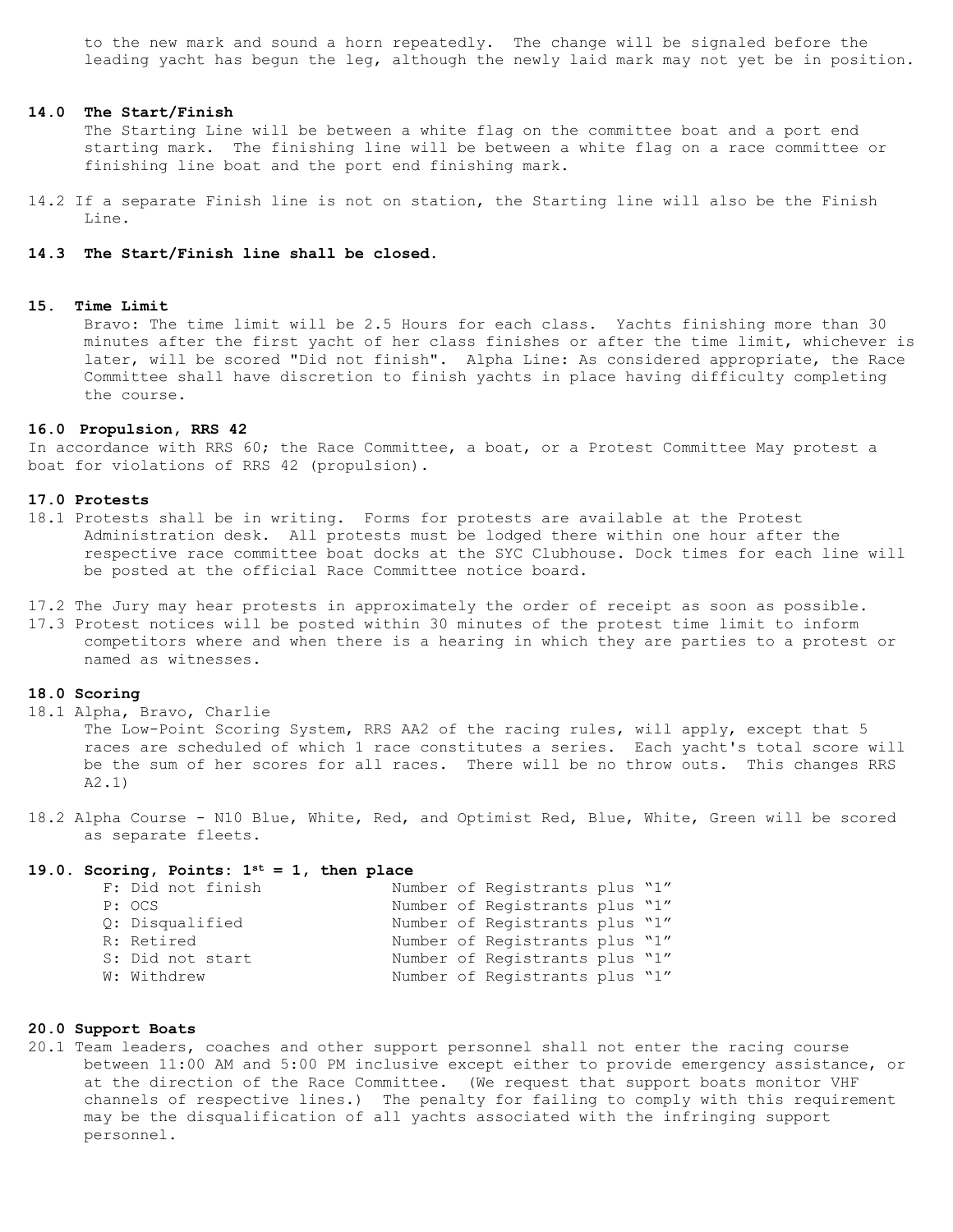to the new mark and sound a horn repeatedly. The change will be signaled before the leading yacht has begun the leg, although the newly laid mark may not yet be in position.

**14.0 The Start/Finish**

The Starting Line will be between a white flag on the committee boat and a port end starting mark. The finishing line will be between a white flag on a race committee or finishing line boat and the port end finishing mark.

14.2 If a separate Finish line is not on station, the Starting line will also be the Finish Line.

**14.3 The Start/Finish line shall be closed.**

**15. Time Limit**

Bravo: The time limit will be 2.5 Hours for each class. Yachts finishing more than 30 minutes after the first yacht of her class finishes or after the time limit, whichever is later, will be scored "Did not finish". Alpha Line: As considered appropriate, the Race Committee shall have discretion to finish yachts in place having difficulty completing the course.

**16.0 Propulsion, RRS 42**

In accordance with RRS 60; the Race Committee, a boat, or a Protest Committee May protest a boat for violations of RRS 42 (propulsion).

**17.0 Protests**

18.1 Protests shall be in writing. Forms for protests are available at the Protest Administration desk. All protests must be lodged there within one hour after the respective race committee boat docks at the SYC Clubhouse. Dock times for each line will be posted at the official Race Committee notice board.

17.2 The Jury may hear protests in approximately the order of receipt as soon as possible.

17.3 Protest notices will be posted within 30 minutes of the protest time limit to inform competitors where and when there is a hearing in which they are parties to a protest or named as witnesses.

**18.0 Scoring**

18.1 Alpha, Bravo, Charlie

The Low-Point Scoring System, RRS AA2 of the racing rules, will apply, except that 5 races are scheduled of which 1 race constitutes a series. Each yacht's total score will be the sum of her scores for all races. There will be no throw outs. This changes RRS A2.1)

18.2 Alpha Course - N10 Blue, White, Red, and Optimist Red, Blue, White, Green will be scored as separate fleets.

**19.0. Scoring, Points: 1st = 1, then place**

| | |
|---|---|
| F: Did not finish | Number of Registrants plus "1" |
| P: OCS | Number of Registrants plus "1" |
| Q: Disqualified | Number of Registrants plus "1" |
| R: Retired | Number of Registrants plus "1" |
| S: Did not start | Number of Registrants plus "1" |
| W: Withdrew | Number of Registrants plus "1" |

**20.0 Support Boats**

20.1 Team leaders, coaches and other support personnel shall not enter the racing course between 11:00 AM and 5:00 PM inclusive except either to provide emergency assistance, or at the direction of the Race Committee. (We request that support boats monitor VHF channels of respective lines.) The penalty for failing to comply with this requirement may be the disqualification of all yachts associated with the infringing support personnel.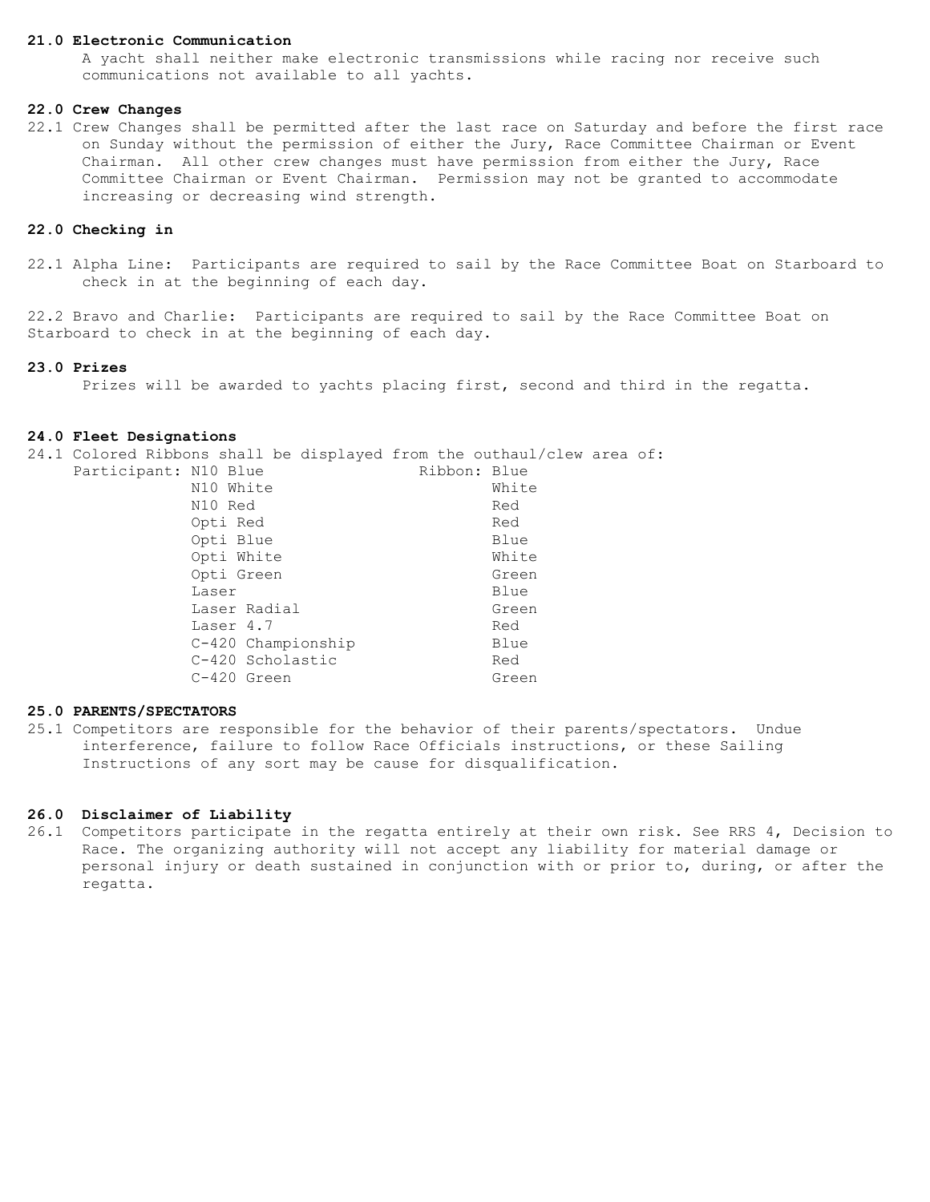**21.0 Electronic Communication**

A yacht shall neither make electronic transmissions while racing nor receive such communications not available to all yachts.

**22.0 Crew Changes**

22.1 Crew Changes shall be permitted after the last race on Saturday and before the first race on Sunday without the permission of either the Jury, Race Committee Chairman or Event Chairman. All other crew changes must have permission from either the Jury, Race Committee Chairman or Event Chairman. Permission may not be granted to accommodate increasing or decreasing wind strength.

**22.0 Checking in**

22.1 Alpha Line: Participants are required to sail by the Race Committee Boat on Starboard to check in at the beginning of each day.

22.2 Bravo and Charlie: Participants are required to sail by the Race Committee Boat on Starboard to check in at the beginning of each day.

**23.0 Prizes**

Prizes will be awarded to yachts placing first, second and third in the regatta.

**24.0 Fleet Designations**

24.1 Colored Ribbons shall be displayed from the outhaul/clew area of:

| Participant: | Ribbon: |
|---|---|
| N10 Blue | Blue |
| N10 White | White |
| N10 Red | Red |
| Opti Red | Red |
| Opti Blue | Blue |
| Opti White | White |
| Opti Green | Green |
| Laser | Blue |
| Laser Radial | Green |
| Laser 4.7 | Red |
| C-420 Championship | Blue |
| C-420 Scholastic | Red |
| C-420 Green | Green |

**25.0 PARENTS/SPECTATORS**

25.1 Competitors are responsible for the behavior of their parents/spectators. Undue interference, failure to follow Race Officials instructions, or these Sailing Instructions of any sort may be cause for disqualification.

**26.0 Disclaimer of Liability**

26.1 Competitors participate in the regatta entirely at their own risk. See RRS 4, Decision to Race. The organizing authority will not accept any liability for material damage or personal injury or death sustained in conjunction with or prior to, during, or after the regatta.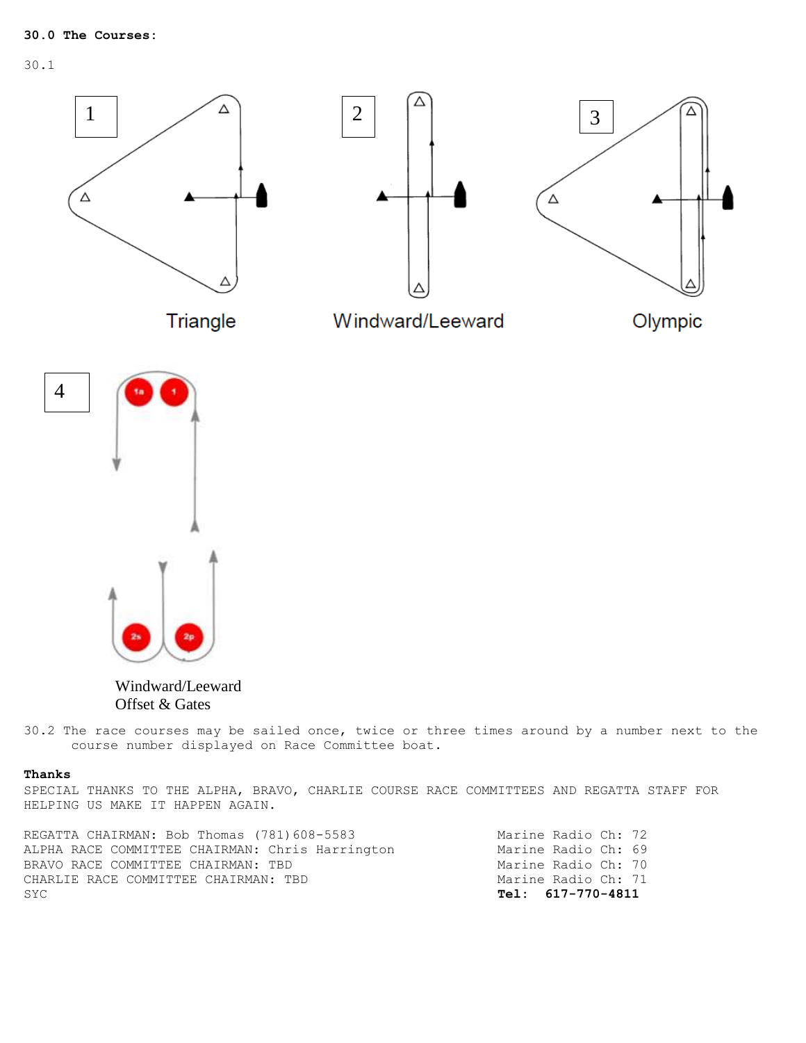**30.0 The Courses:**

30.1

1 Triangle

2 Windward/Leeward

3 Olympic

4 Windward/Leeward Offset & Gates

30.2 The race courses may be sailed once, twice or three times around by a number next to the course number displayed on Race Committee boat.

**Thanks**

SPECIAL THANKS TO THE ALPHA, BRAVO, CHARLIE COURSE RACE COMMITTEES AND REGATTA STAFF FOR HELPING US MAKE IT HAPPEN AGAIN.

| | |
|---|---|
| REGATTA CHAIRMAN: Bob Thomas (781)608-5583 | Marine Radio Ch: 72 |
| ALPHA RACE COMMITTEE CHAIRMAN: Chris Harrington | Marine Radio Ch: 69 |
| BRAVO RACE COMMITTEE CHAIRMAN: TBD | Marine Radio Ch: 70 |
| CHARLIE RACE COMMITTEE CHAIRMAN: TBD | Marine Radio Ch: 71 |
| SYC | **Tel: 617-770-4811** |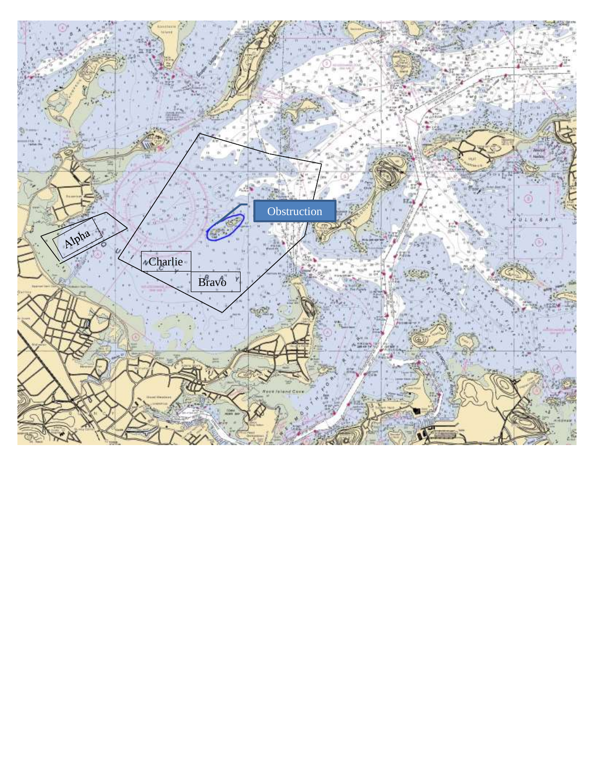Obstruction

Alpha

Charlie

Bravo